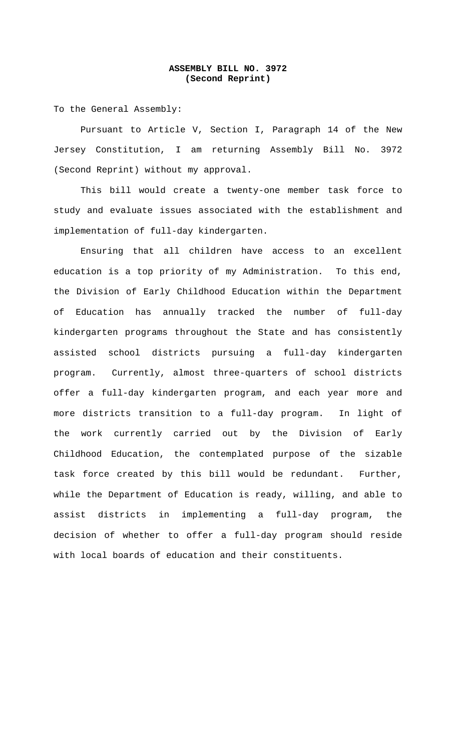**ASSEMBLY BILL NO. 3972**
**(Second Reprint)**

To the General Assembly:

Pursuant to Article V, Section I, Paragraph 14 of the New Jersey Constitution, I am returning Assembly Bill No. 3972 (Second Reprint) without my approval.

This bill would create a twenty-one member task force to study and evaluate issues associated with the establishment and implementation of full-day kindergarten.

Ensuring that all children have access to an excellent education is a top priority of my Administration. To this end, the Division of Early Childhood Education within the Department of Education has annually tracked the number of full-day kindergarten programs throughout the State and has consistently assisted school districts pursuing a full-day kindergarten program. Currently, almost three-quarters of school districts offer a full-day kindergarten program, and each year more and more districts transition to a full-day program. In light of the work currently carried out by the Division of Early Childhood Education, the contemplated purpose of the sizable task force created by this bill would be redundant. Further, while the Department of Education is ready, willing, and able to assist districts in implementing a full-day program, the decision of whether to offer a full-day program should reside with local boards of education and their constituents.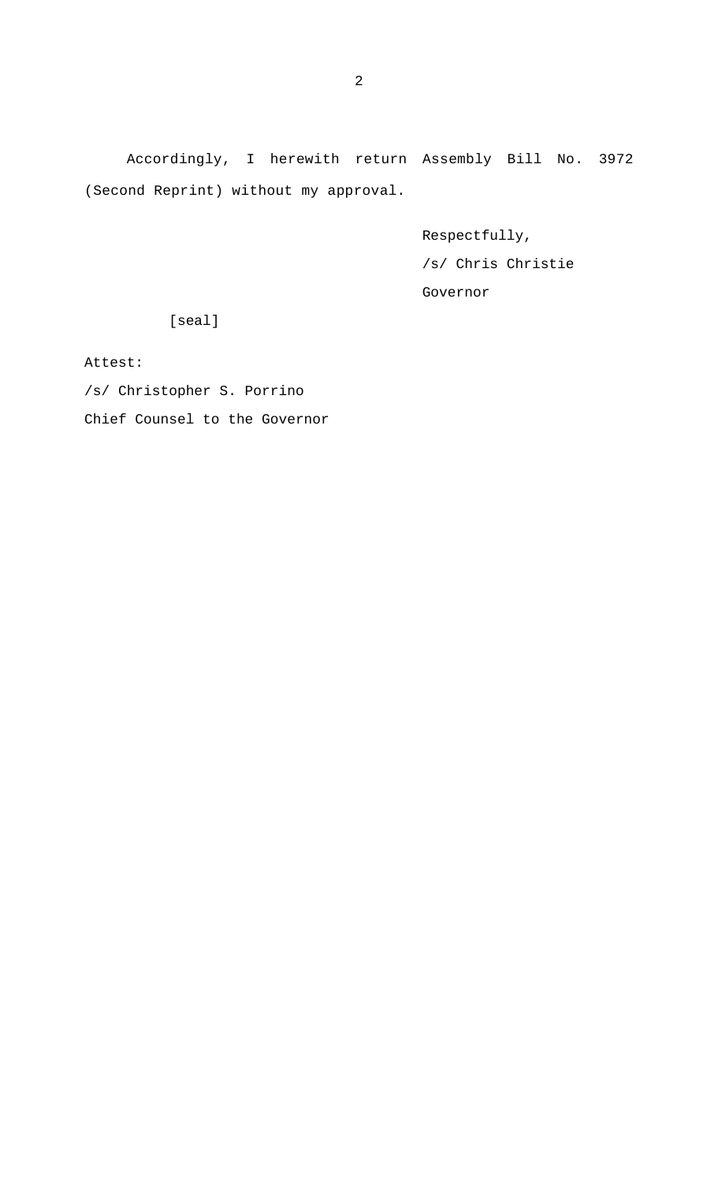Accordingly, I herewith return Assembly Bill No. 3972 (Second Reprint) without my approval.

Respectfully,

/s/ Chris Christie

Governor

[seal]

Attest:

/s/ Christopher S. Porrino

Chief Counsel to the Governor